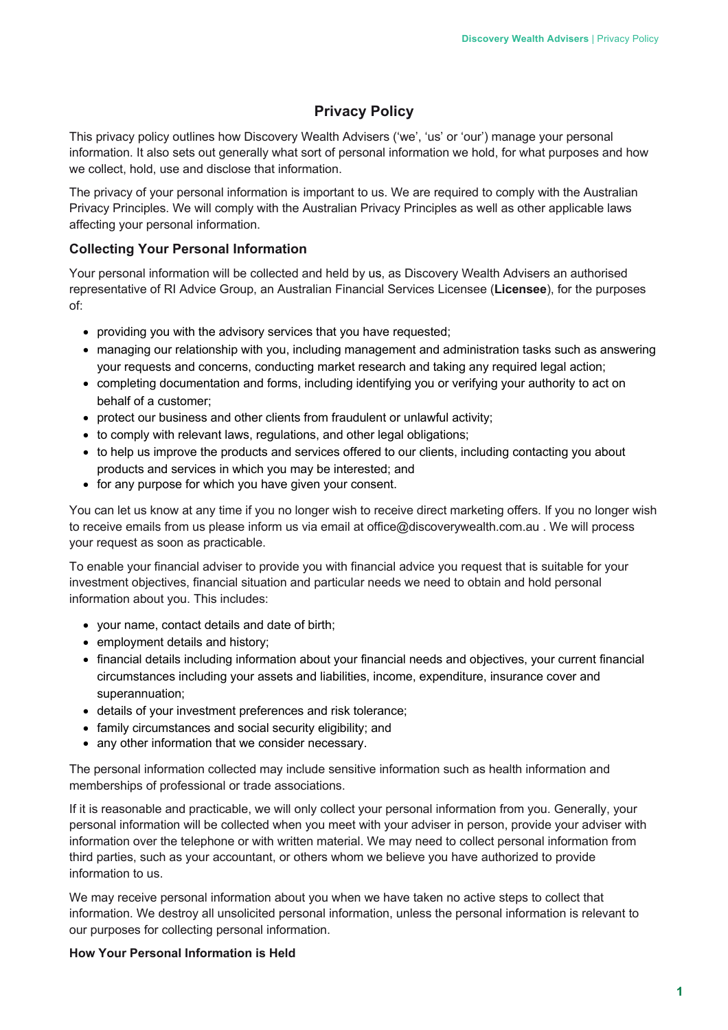# Privacy Policy

This privacy policy outlines how Discovery Wealth Advisers ('we', 'us' or 'our') manage your personal information. It also sets out generally what sort of personal information we hold, for what purposes and how we collect, hold, use and disclose that information.

The privacy of your personal information is important to us. We are required to comply with the Australian Privacy Principles. We will comply with the Australian Privacy Principles as well as other applicable laws affecting your personal information.

## Collecting Your Personal Information

Your personal information will be collected and held by us, as Discovery Wealth Advisers an authorised representative of RI Advice Group, an Australian Financial Services Licensee (**Licensee**), for the purposes of:

- providing you with the advisory services that you have requested;
- managing our relationship with you, including management and administration tasks such as answering your requests and concerns, conducting market research and taking any required legal action;
- completing documentation and forms, including identifying you or verifying your authority to act on behalf of a customer;
- protect our business and other clients from fraudulent or unlawful activity;
- to comply with relevant laws, regulations, and other legal obligations;
- to help us improve the products and services offered to our clients, including contacting you about products and services in which you may be interested; and
- for any purpose for which you have given your consent.

You can let us know at any time if you no longer wish to receive direct marketing offers. If you no longer wish to receive emails from us please inform us via email at office@discoverywealth.com.au . We will process your request as soon as practicable.

To enable your financial adviser to provide you with financial advice you request that is suitable for your investment objectives, financial situation and particular needs we need to obtain and hold personal information about you. This includes:

- your name, contact details and date of birth;
- employment details and history;
- financial details including information about your financial needs and objectives, your current financial circumstances including your assets and liabilities, income, expenditure, insurance cover and superannuation;
- details of your investment preferences and risk tolerance;
- family circumstances and social security eligibility; and
- any other information that we consider necessary.

The personal information collected may include sensitive information such as health information and memberships of professional or trade associations.

If it is reasonable and practicable, we will only collect your personal information from you. Generally, your personal information will be collected when you meet with your adviser in person, provide your adviser with information over the telephone or with written material. We may need to collect personal information from third parties, such as your accountant, or others whom we believe you have authorized to provide information to us.

We may receive personal information about you when we have taken no active steps to collect that information. We destroy all unsolicited personal information, unless the personal information is relevant to our purposes for collecting personal information.

### How Your Personal Information is Held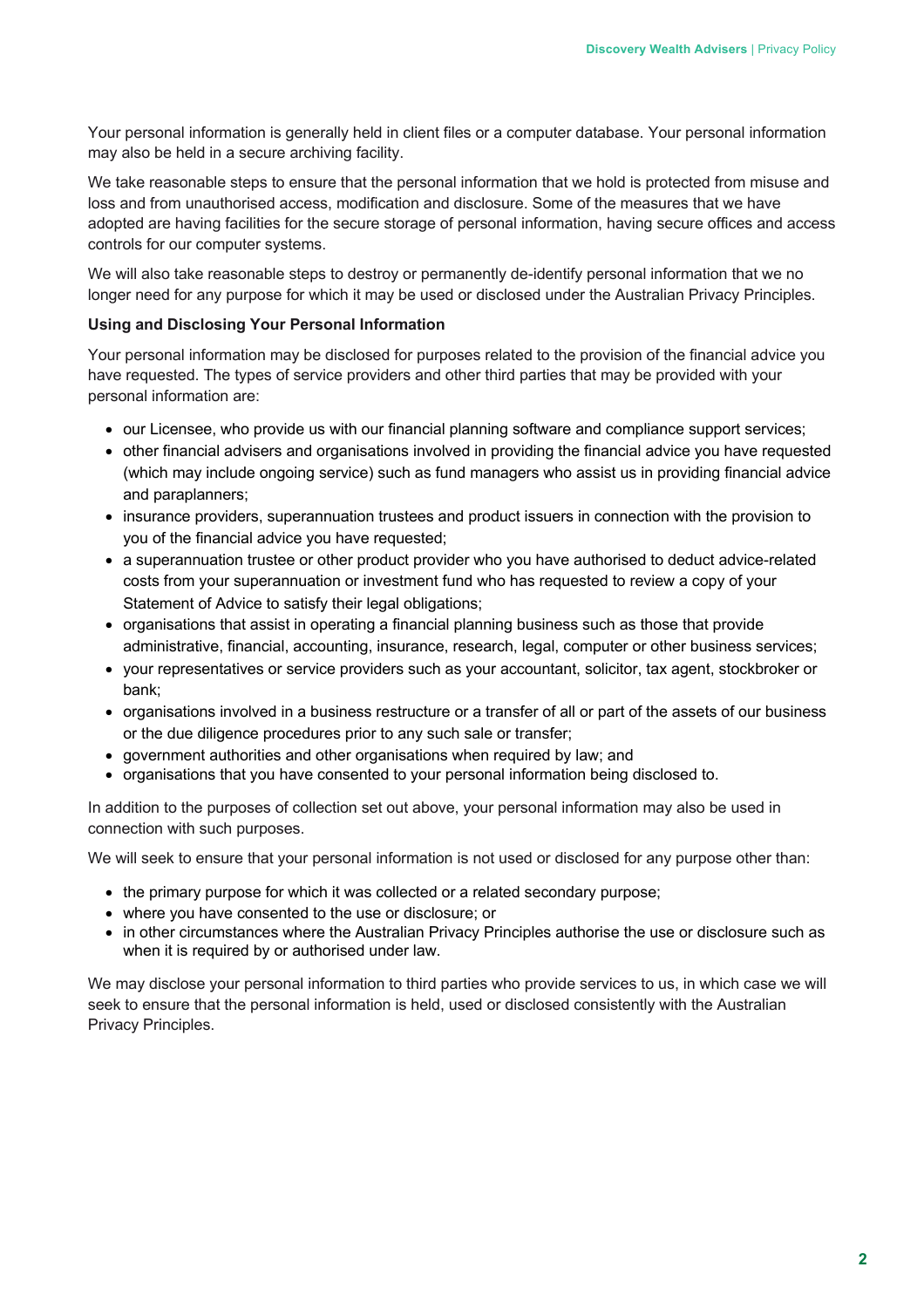Your personal information is generally held in client files or a computer database. Your personal information may also be held in a secure archiving facility.

We take reasonable steps to ensure that the personal information that we hold is protected from misuse and loss and from unauthorised access, modification and disclosure. Some of the measures that we have adopted are having facilities for the secure storage of personal information, having secure offices and access controls for our computer systems.

We will also take reasonable steps to destroy or permanently de-identify personal information that we no longer need for any purpose for which it may be used or disclosed under the Australian Privacy Principles.

**Using and Disclosing Your Personal Information**

Your personal information may be disclosed for purposes related to the provision of the financial advice you have requested. The types of service providers and other third parties that may be provided with your personal information are:

- our Licensee, who provide us with our financial planning software and compliance support services;
- other financial advisers and organisations involved in providing the financial advice you have requested (which may include ongoing service) such as fund managers who assist us in providing financial advice and paraplanners;
- insurance providers, superannuation trustees and product issuers in connection with the provision to you of the financial advice you have requested;
- a superannuation trustee or other product provider who you have authorised to deduct advice-related costs from your superannuation or investment fund who has requested to review a copy of your Statement of Advice to satisfy their legal obligations;
- organisations that assist in operating a financial planning business such as those that provide administrative, financial, accounting, insurance, research, legal, computer or other business services;
- your representatives or service providers such as your accountant, solicitor, tax agent, stockbroker or bank;
- organisations involved in a business restructure or a transfer of all or part of the assets of our business or the due diligence procedures prior to any such sale or transfer;
- government authorities and other organisations when required by law; and
- organisations that you have consented to your personal information being disclosed to.

In addition to the purposes of collection set out above, your personal information may also be used in connection with such purposes.

We will seek to ensure that your personal information is not used or disclosed for any purpose other than:

- the primary purpose for which it was collected or a related secondary purpose;
- where you have consented to the use or disclosure; or
- in other circumstances where the Australian Privacy Principles authorise the use or disclosure such as when it is required by or authorised under law.

We may disclose your personal information to third parties who provide services to us, in which case we will seek to ensure that the personal information is held, used or disclosed consistently with the Australian Privacy Principles.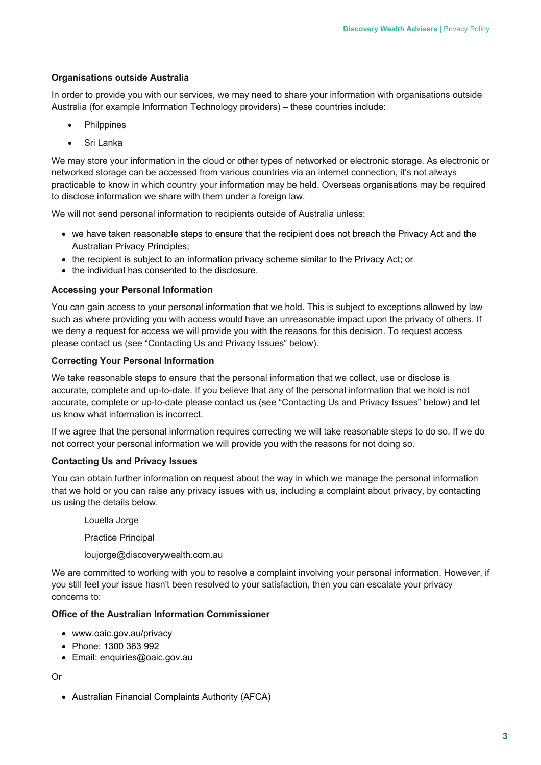**Organisations outside Australia**

In order to provide you with our services, we may need to share your information with organisations outside Australia (for example Information Technology providers) – these countries include:

- Philppines
- Sri Lanka

We may store your information in the cloud or other types of networked or electronic storage. As electronic or networked storage can be accessed from various countries via an internet connection, it's not always practicable to know in which country your information may be held. Overseas organisations may be required to disclose information we share with them under a foreign law.

We will not send personal information to recipients outside of Australia unless:

- we have taken reasonable steps to ensure that the recipient does not breach the Privacy Act and the Australian Privacy Principles;
- the recipient is subject to an information privacy scheme similar to the Privacy Act; or
- the individual has consented to the disclosure.

**Accessing your Personal Information**

You can gain access to your personal information that we hold. This is subject to exceptions allowed by law such as where providing you with access would have an unreasonable impact upon the privacy of others. If we deny a request for access we will provide you with the reasons for this decision. To request access please contact us (see "Contacting Us and Privacy Issues" below).

**Correcting Your Personal Information**

We take reasonable steps to ensure that the personal information that we collect, use or disclose is accurate, complete and up-to-date. If you believe that any of the personal information that we hold is not accurate, complete or up-to-date please contact us (see "Contacting Us and Privacy Issues" below) and let us know what information is incorrect.

If we agree that the personal information requires correcting we will take reasonable steps to do so. If we do not correct your personal information we will provide you with the reasons for not doing so.

**Contacting Us and Privacy Issues**

You can obtain further information on request about the way in which we manage the personal information that we hold or you can raise any privacy issues with us, including a complaint about privacy, by contacting us using the details below.

Louella Jorge

Practice Principal

loujorge@discoverywealth.com.au

We are committed to working with you to resolve a complaint involving your personal information. However, if you still feel your issue hasn't been resolved to your satisfaction, then you can escalate your privacy concerns to:

**Office of the Australian Information Commissioner**

- www.oaic.gov.au/privacy
- Phone: 1300 363 992
- Email: enquiries@oaic.gov.au

Or

- Australian Financial Complaints Authority (AFCA)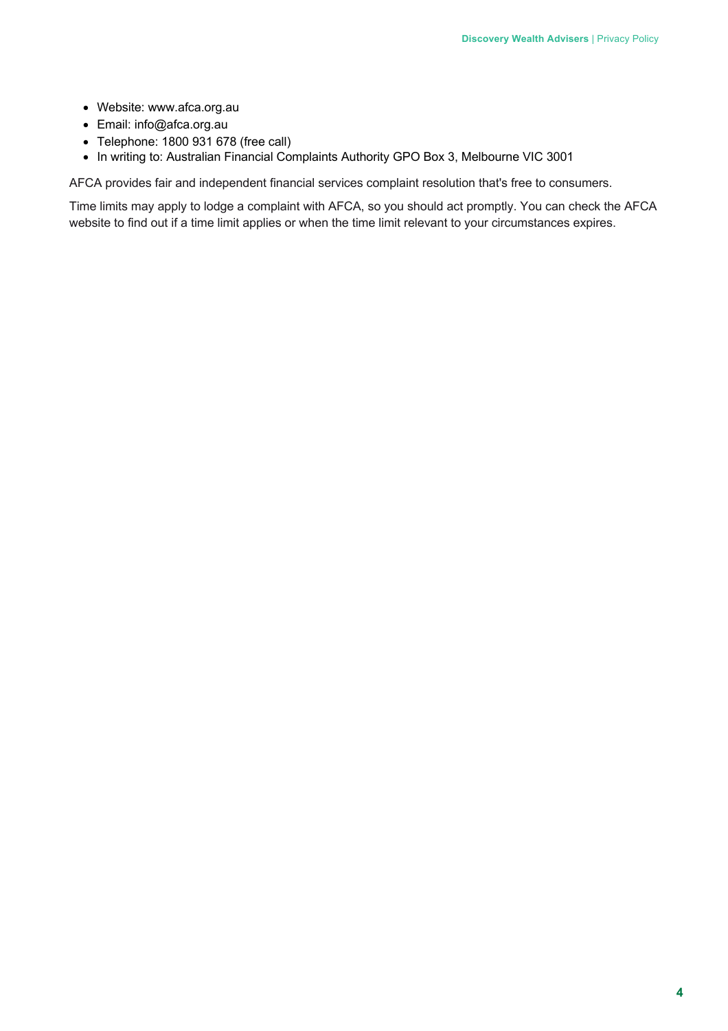- Website: www.afca.org.au
- Email: info@afca.org.au
- Telephone: 1800 931 678 (free call)
- In writing to: Australian Financial Complaints Authority GPO Box 3, Melbourne VIC 3001

AFCA provides fair and independent financial services complaint resolution that's free to consumers.

Time limits may apply to lodge a complaint with AFCA, so you should act promptly. You can check the AFCA website to find out if a time limit applies or when the time limit relevant to your circumstances expires.